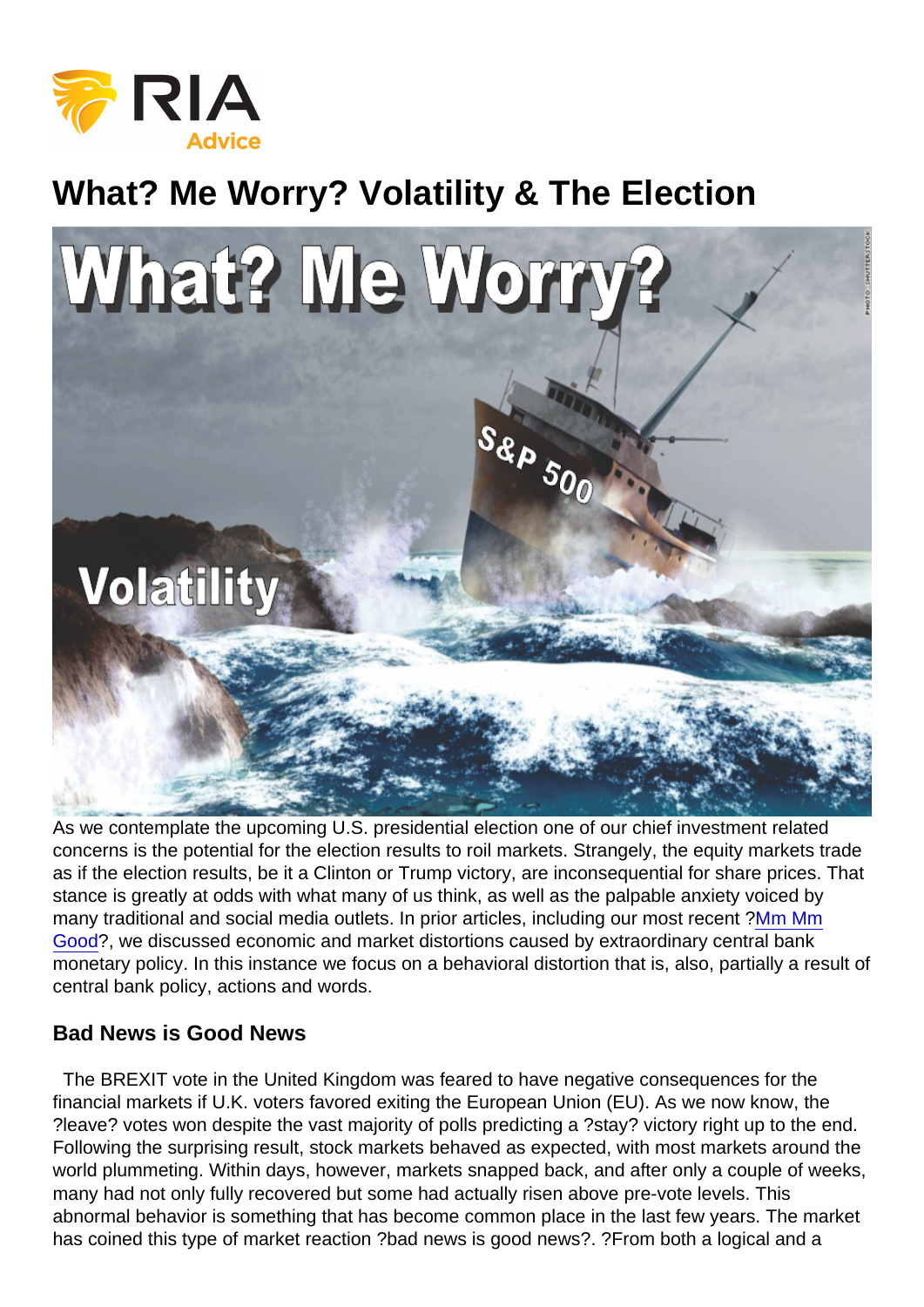# What? Me Worry? Volatility & The Election

As we contemplate the upcoming U.S. presidential election one of our chief investment related concerns is the potential for the election results to roil markets. Strangely, the equity markets trade as if the election results, be it a Clinton or Trump victory, are inconsequential for share prices. That stance is greatly at odds with what many of us think, as well as the palpable anxiety voiced by many traditional and social media outlets. In prior articles, including our most recent ?Mm Mm Good?, we discussed economic and market distortions caused by extraordinary central bank monetary policy. In this instance we focus on a behavioral distortion that is, also, partially a result of central bank policy, actions and words.

## Bad News is Good News

The BREXIT vote in the United Kingdom was feared to have negative consequences for the financial markets if U.K. voters favored exiting the European Union (EU). As we now know, the ?leave? votes won despite the vast majority of polls predicting a ?stay? victory right up to the end. Following the surprising result, stock markets behaved as expected, with most markets around the world plummeting. Within days, however, markets snapped back, and after only a couple of weeks, many had not only fully recovered but some had actually risen above pre-vote levels. This abnormal behavior is something that has become common place in the last few years. The market has coined this type of market reaction ?bad news is good news?. ?From both a logical and a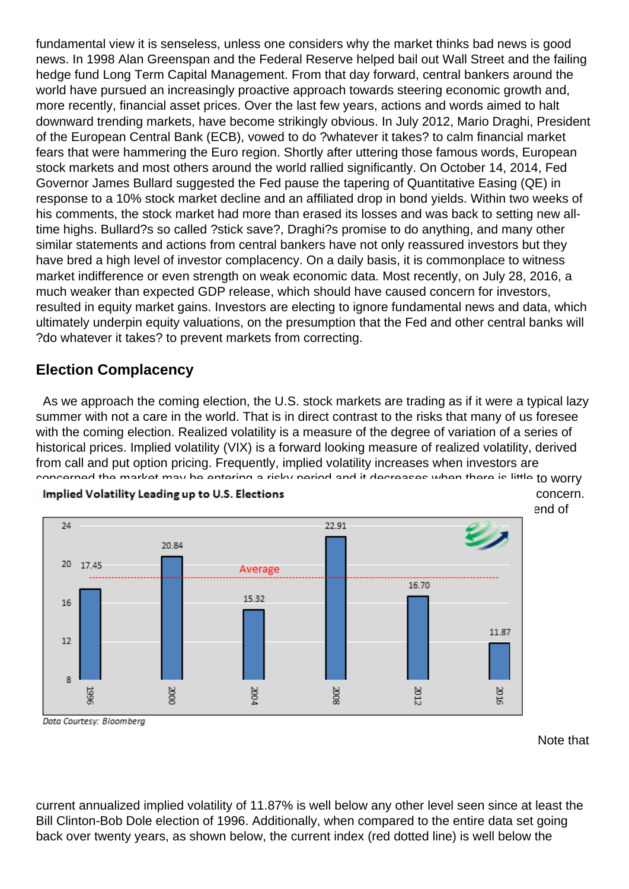fundamental view it is senseless, unless one considers why the market thinks bad news is good news. In 1998 Alan Greenspan and the Federal Reserve helped bail out Wall Street and the failing hedge fund Long Term Capital Management. From that day forward, central bankers around the world have pursued an increasingly proactive approach towards steering economic growth and, more recently, financial asset prices. Over the last few years, actions and words aimed to halt downward trending markets, have become strikingly obvious. In July 2012, Mario Draghi, President of the European Central Bank (ECB), vowed to do ?whatever it takes? to calm financial market fears that were hammering the Euro region. Shortly after uttering those famous words, European stock markets and most others around the world rallied significantly. On October 14, 2014, Fed Governor James Bullard suggested the Fed pause the tapering of Quantitative Easing (QE) in response to a 10% stock market decline and an affiliated drop in bond yields. Within two weeks of his comments, the stock market had more than erased its losses and was back to setting new all-time highs. Bullard?s so called ?stick save?, Draghi?s promise to do anything, and many other similar statements and actions from central bankers have not only reassured investors but they have bred a high level of investor complacency. On a daily basis, it is commonplace to witness market indifference or even strength on weak economic data. Most recently, on July 28, 2016, a much weaker than expected GDP release, which should have caused concern for investors, resulted in equity market gains. Investors are electing to ignore fundamental news and data, which ultimately underpin equity valuations, on the presumption that the Fed and other central banks will ?do whatever it takes? to prevent markets from correcting.

## Election Complacency

As we approach the coming election, the U.S. stock markets are trading as if it were a typical lazy summer with not a care in the world. That is in direct contrast to the risks that many of us foresee with the coming election. Realized volatility is a measure of the degree of variation of a series of historical prices. Implied volatility (VIX) is a forward looking measure of realized volatility, derived from call and put option pricing. Frequently, implied volatility increases when investors are concerned the market may be entering a risky period and it decreases when there is little to worry concern. end of

**Implied Volatility Leading up to U.S. Elections**

| Year | Implied Volatility |
|---|---|
| 1996 | 17.45 |
| 2000 | 20.84 |
| 2004 | 15.32 |
| 2008 | 22.91 |
| 2012 | 16.70 |
| 2016 | 11.87 |

*Data Courtesy: Bloomberg*

Note that current annualized implied volatility of 11.87% is well below any other level seen since at least the Bill Clinton-Bob Dole election of 1996. Additionally, when compared to the entire data set going back over twenty years, as shown below, the current index (red dotted line) is well below the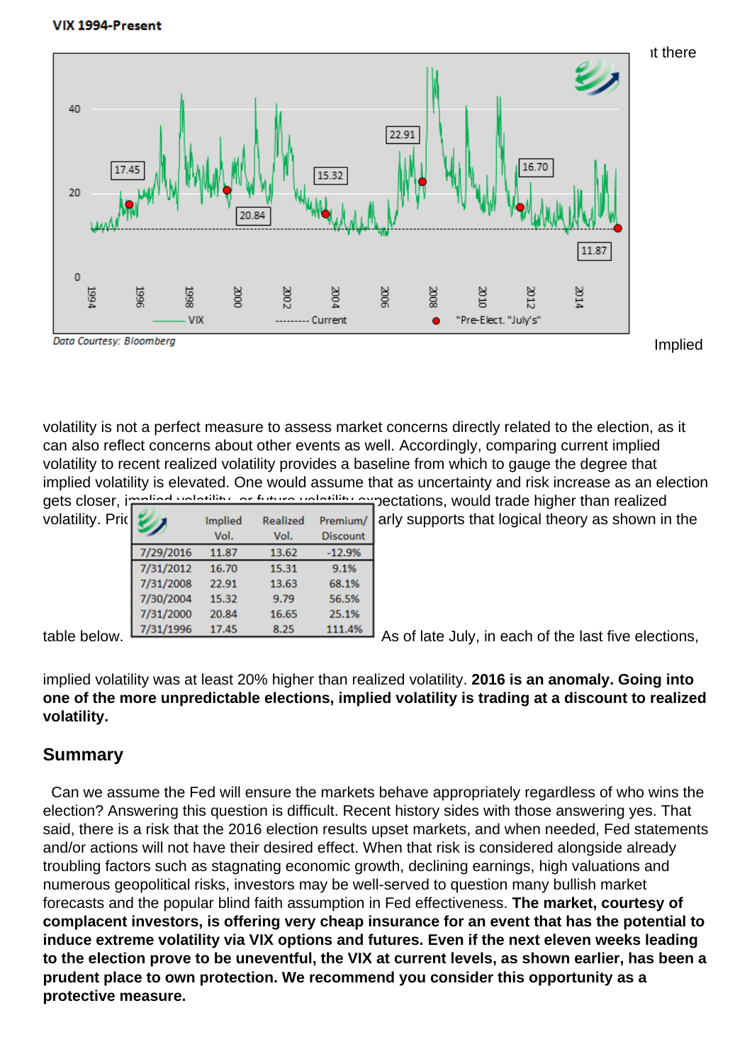**VIX 1994-Present**

40
20
0
17.45
20.84
15.32
22.91
16.70
11.87
1994
1996
1998
2000
2002
2004
2006
2008
2010
2012
2014
VIX
Current
"Pre-Elect. "July's"

*Data Courtesy: Bloomberg*

...ıt there

Implied volatility is not a perfect measure to assess market concerns directly related to the election, as it can also reflect concerns about other events as well. Accordingly, comparing current implied volatility to recent realized volatility provides a baseline from which to gauge the degree that implied volatility is elevated. One would assume that as uncertainty and risk increase as an election gets closer, implied volatility, or future volatility expectations, would trade higher than realized volatility. Pric...arly supports that logical theory as shown in the table below.

| | Implied Vol. | Realized Vol. | Premium/ Discount |
|---|---|---|---|
| 7/29/2016 | 11.87 | 13.62 | -12.9% |
| 7/31/2012 | 16.70 | 15.31 | 9.1% |
| 7/31/2008 | 22.91 | 13.63 | 68.1% |
| 7/30/2004 | 15.32 | 9.79 | 56.5% |
| 7/31/2000 | 20.84 | 16.65 | 25.1% |
| 7/31/1996 | 17.45 | 8.25 | 111.4% |

As of late July, in each of the last five elections, implied volatility was at least 20% higher than realized volatility. **2016 is an anomaly. Going into one of the more unpredictable elections, implied volatility is trading at a discount to realized volatility.**

## Summary

Can we assume the Fed will ensure the markets behave appropriately regardless of who wins the election? Answering this question is difficult. Recent history sides with those answering yes. That said, there is a risk that the 2016 election results upset markets, and when needed, Fed statements and/or actions will not have their desired effect. When that risk is considered alongside already troubling factors such as stagnating economic growth, declining earnings, high valuations and numerous geopolitical risks, investors may be well-served to question many bullish market forecasts and the popular blind faith assumption in Fed effectiveness. **The market, courtesy of complacent investors, is offering very cheap insurance for an event that has the potential to induce extreme volatility via VIX options and futures. Even if the next eleven weeks leading to the election prove to be uneventful, the VIX at current levels, as shown earlier, has been a prudent place to own protection. We recommend you consider this opportunity as a protective measure.**